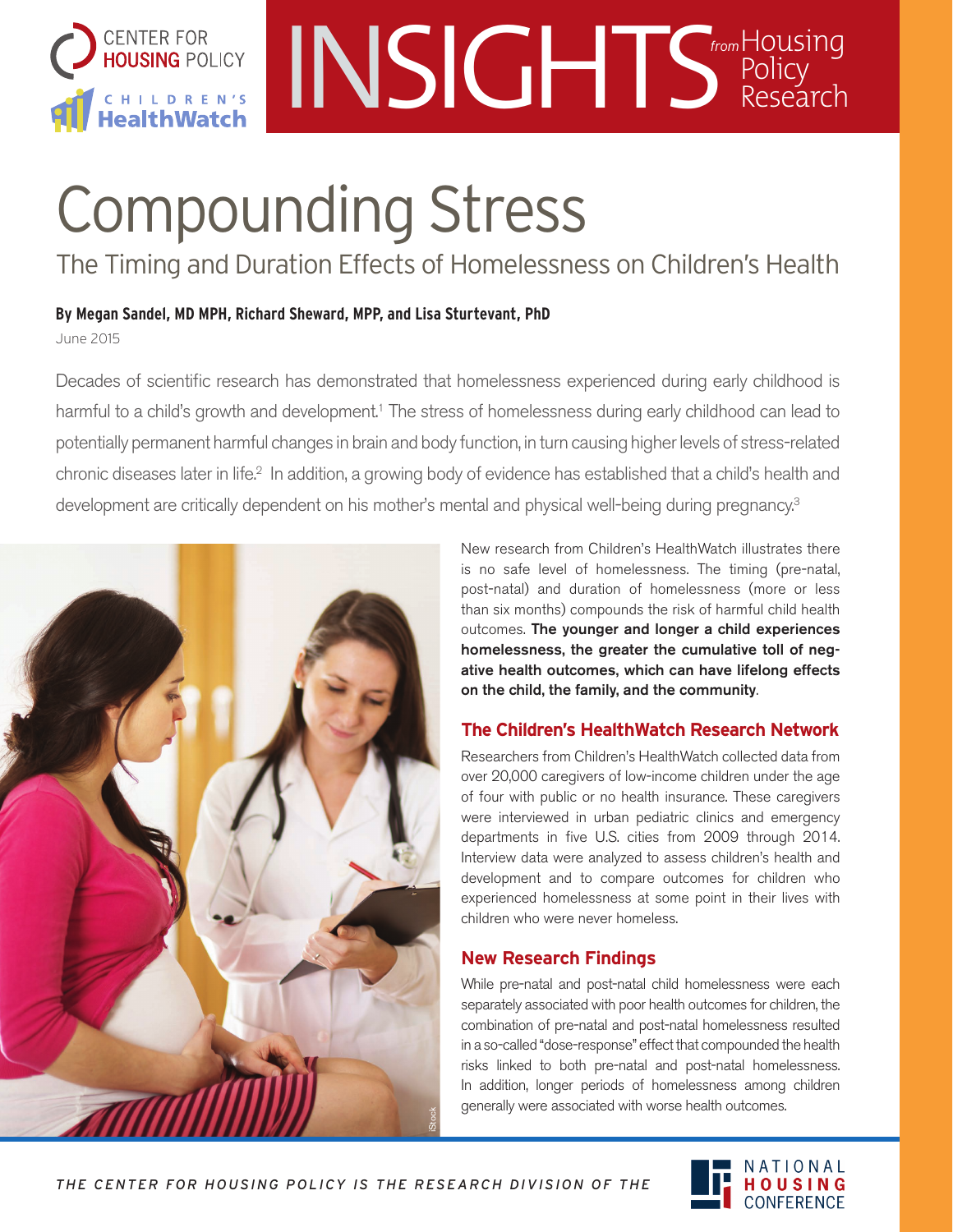CENTER FOR HOUSING POLICY

CHILDREN'S HealthWatch

# INSIGHTS *from* Housing Policy Research

# Compounding Stress

## The Timing and Duration Effects of Homelessness on Children's Health

**By Megan Sandel, MD MPH, Richard Sheward, MPP, and Lisa Sturtevant, PhD**

June 2015

Decades of scientific research has demonstrated that homelessness experienced during early childhood is harmful to a child's growth and development.[1] The stress of homelessness during early childhood can lead to potentially permanent harmful changes in brain and body function, in turn causing higher levels of stress-related chronic diseases later in life.[2] In addition, a growing body of evidence has established that a child's health and development are critically dependent on his mother's mental and physical well-being during pregnancy.[3]

New research from Children's HealthWatch illustrates there is no safe level of homelessness. The timing (pre-natal, post-natal) and duration of homelessness (more or less than six months) compounds the risk of harmful child health outcomes. **The younger and longer a child experiences homelessness, the greater the cumulative toll of negative health outcomes, which can have lifelong effects on the child, the family, and the community**.

### The Children's HealthWatch Research Network

Researchers from Children's HealthWatch collected data from over 20,000 caregivers of low-income children under the age of four with public or no health insurance. These caregivers were interviewed in urban pediatric clinics and emergency departments in five U.S. cities from 2009 through 2014. Interview data were analyzed to assess children's health and development and to compare outcomes for children who experienced homelessness at some point in their lives with children who were never homeless.

### New Research Findings

While pre-natal and post-natal child homelessness were each separately associated with poor health outcomes for children, the combination of pre-natal and post-natal homelessness resulted in a so-called "dose-response" effect that compounded the health risks linked to both pre-natal and post-natal homelessness. In addition, longer periods of homelessness among children generally were associated with worse health outcomes.

*THE CENTER FOR HOUSING POLICY IS THE RESEARCH DIVISION OF THE* NATIONAL HOUSING CONFERENCE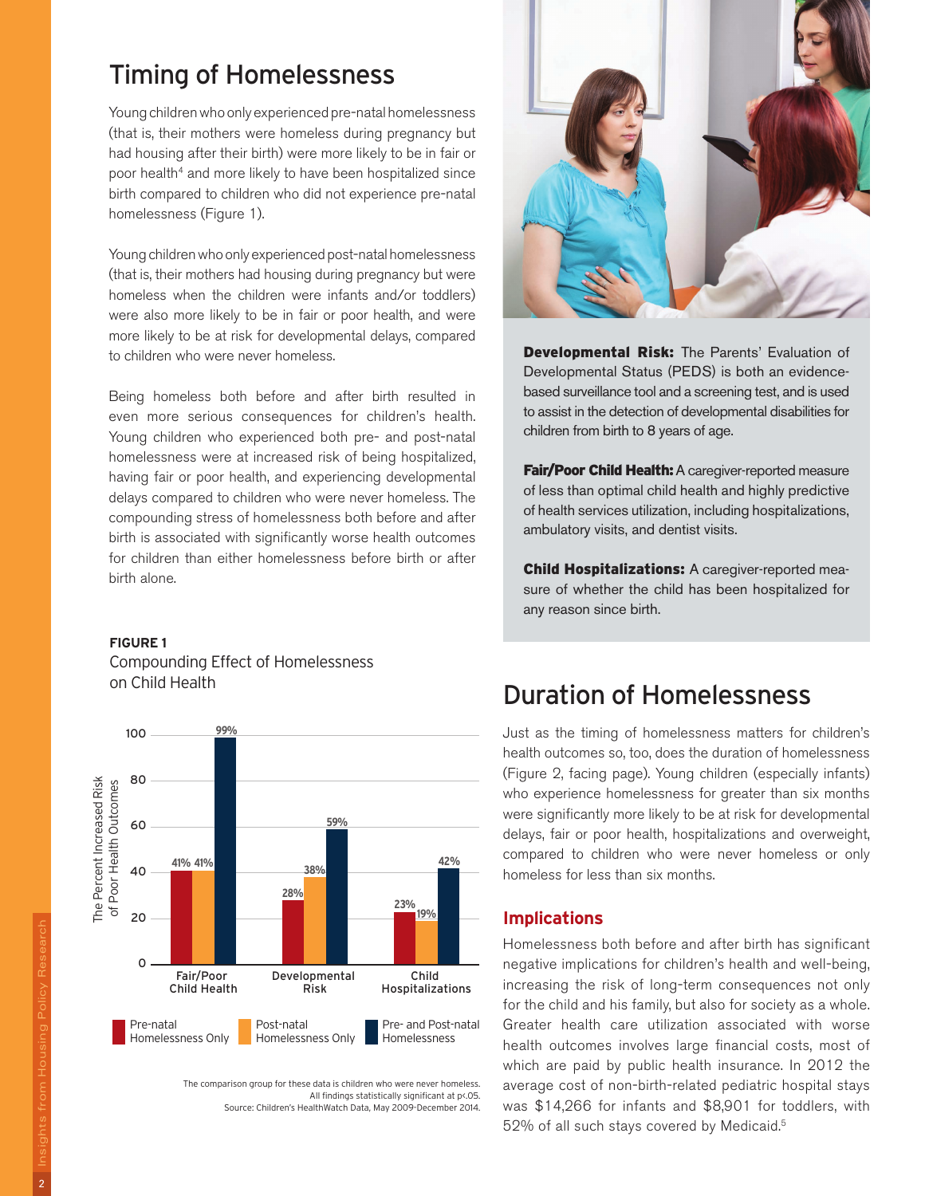## Timing of Homelessness

Young children who only experienced pre-natal homelessness (that is, their mothers were homeless during pregnancy but had housing after their birth) were more likely to be in fair or poor health[4] and more likely to have been hospitalized since birth compared to children who did not experience pre-natal homelessness (Figure 1).

Young children who only experienced post-natal homelessness (that is, their mothers had housing during pregnancy but were homeless when the children were infants and/or toddlers) were also more likely to be in fair or poor health, and were more likely to be at risk for developmental delays, compared to children who were never homeless.

Being homeless both before and after birth resulted in even more serious consequences for children's health. Young children who experienced both pre- and post-natal homelessness were at increased risk of being hospitalized, having fair or poor health, and experiencing developmental delays compared to children who were never homeless. The compounding stress of homelessness both before and after birth is associated with significantly worse health outcomes for children than either homelessness before birth or after birth alone.

**FIGURE 1**
Compounding Effect of Homelessness on Child Health

The Percent Increased Risk of Poor Health Outcomes

| | Pre-natal Homelessness Only | Post-natal Homelessness Only | Pre- and Post-natal Homelessness |
|---|---|---|---|
| Fair/Poor Child Health | 41% | 41% | 99% |
| Developmental Risk | 28% | 38% | 59% |
| Child Hospitalizations | 23% | 19% | 42% |

The comparison group for these data is children who were never homeless.
All findings statistically significant at $p<.05$.
Source: Children's HealthWatch Data, May 2009-December 2014.

**Developmental Risk:** The Parents' Evaluation of Developmental Status (PEDS) is both an evidence-based surveillance tool and a screening test, and is used to assist in the detection of developmental disabilities for children from birth to 8 years of age.

**Fair/Poor Child Health:** A caregiver-reported measure of less than optimal child health and highly predictive of health services utilization, including hospitalizations, ambulatory visits, and dentist visits.

**Child Hospitalizations:** A caregiver-reported measure of whether the child has been hospitalized for any reason since birth.

## Duration of Homelessness

Just as the timing of homelessness matters for children's health outcomes so, too, does the duration of homelessness (Figure 2, facing page). Young children (especially infants) who experience homelessness for greater than six months were significantly more likely to be at risk for developmental delays, fair or poor health, hospitalizations and overweight, compared to children who were never homeless or only homeless for less than six months.

### Implications

Homelessness both before and after birth has significant negative implications for children's health and well-being, increasing the risk of long-term consequences not only for the child and his family, but also for society as a whole. Greater health care utilization associated with worse health outcomes involves large financial costs, most of which are paid by public health insurance. In 2012 the average cost of non-birth-related pediatric hospital stays was $14,266 for infants and $8,901 for toddlers, with 52% of all such stays covered by Medicaid.[5]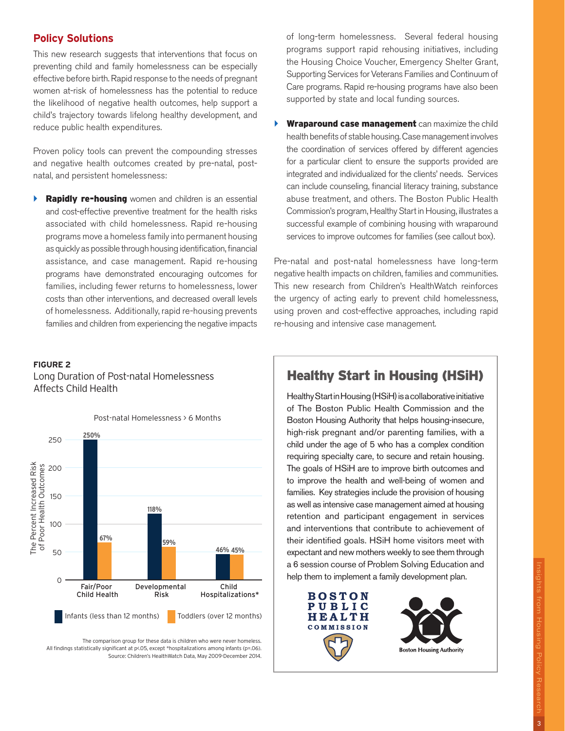## Policy Solutions

This new research suggests that interventions that focus on preventing child and family homelessness can be especially effective before birth. Rapid response to the needs of pregnant women at-risk of homelessness has the potential to reduce the likelihood of negative health outcomes, help support a child's trajectory towards lifelong healthy development, and reduce public health expenditures.

Proven policy tools can prevent the compounding stresses and negative health outcomes created by pre-natal, post-natal, and persistent homelessness:

- **Rapidly re-housing** women and children is an essential and cost-effective preventive treatment for the health risks associated with child homelessness. Rapid re-housing programs move a homeless family into permanent housing as quickly as possible through housing identification, financial assistance, and case management. Rapid re-housing programs have demonstrated encouraging outcomes for families, including fewer returns to homelessness, lower costs than other interventions, and decreased overall levels of homelessness. Additionally, rapid re-housing prevents families and children from experiencing the negative impacts of long-term homelessness. Several federal housing programs support rapid rehousing initiatives, including the Housing Choice Voucher, Emergency Shelter Grant, Supporting Services for Veterans Families and Continuum of Care programs. Rapid re-housing programs have also been supported by state and local funding sources.
- **Wraparound case management** can maximize the child health benefits of stable housing. Case management involves the coordination of services offered by different agencies for a particular client to ensure the supports provided are integrated and individualized for the clients' needs. Services can include counseling, financial literacy training, substance abuse treatment, and others. The Boston Public Health Commission's program, Healthy Start in Housing, illustrates a successful example of combining housing with wraparound services to improve outcomes for families (see callout box).

Pre-natal and post-natal homelessness have long-term negative health impacts on children, families and communities. This new research from Children's HealthWatch reinforces the urgency of acting early to prevent child homelessness, using proven and cost-effective approaches, including rapid re-housing and intensive case management.

**FIGURE 2**
Long Duration of Post-natal Homelessness Affects Child Health

Post-natal Homelessness > 6 Months

| The Percent Increased Risk of Poor Health Outcomes | Infants (less than 12 months) | Toddlers (over 12 months) |
|---|---|---|
| Fair/Poor Child Health | 250% | 67% |
| Developmental Risk | 118% | 59% |
| Child Hospitalizations* | 46% | 45% |

The comparison group for these data is children who were never homeless.
All findings statistically significant at $p<.05$, except *hospitalizations among infants ($p=.06$).
Source: Children's HealthWatch Data, May 2009-December 2014.

## Healthy Start in Housing (HSiH)

Healthy Start in Housing (HSiH) is a collaborative initiative of The Boston Public Health Commission and the Boston Housing Authority that helps housing-insecure, high-risk pregnant and/or parenting families, with a child under the age of 5 who has a complex condition requiring specialty care, to secure and retain housing. The goals of HSiH are to improve birth outcomes and to improve the health and well-being of women and families. Key strategies include the provision of housing as well as intensive case management aimed at housing retention and participant engagement in services and interventions that contribute to achievement of their identified goals. HSiH home visitors meet with expectant and new mothers weekly to see them through a 6 session course of Problem Solving Education and help them to implement a family development plan.

BOSTON PUBLIC HEALTH COMMISSION

Boston Housing Authority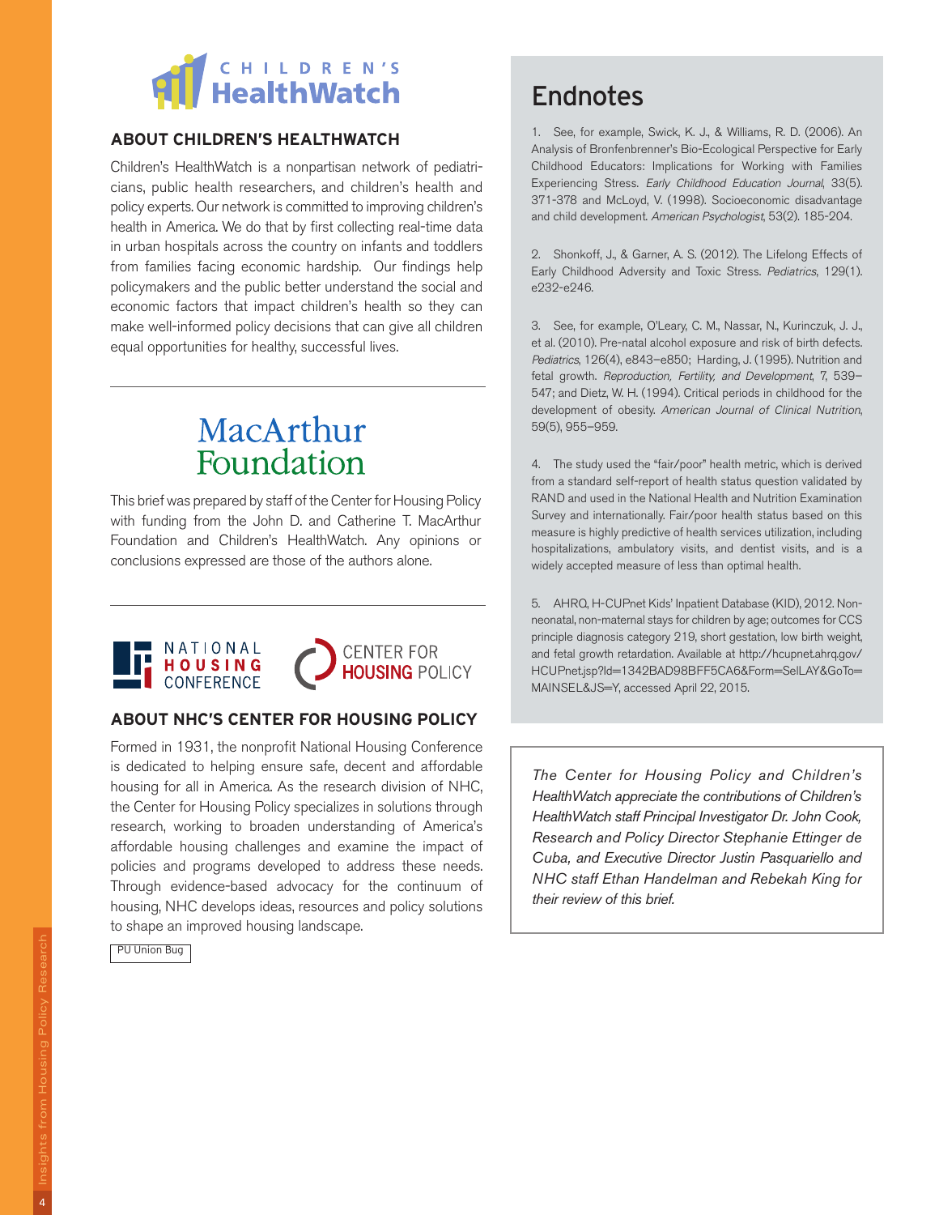## ABOUT CHILDREN'S HEALTHWATCH

Children's HealthWatch is a nonpartisan network of pediatricians, public health researchers, and children's health and policy experts. Our network is committed to improving children's health in America. We do that by first collecting real-time data in urban hospitals across the country on infants and toddlers from families facing economic hardship. Our findings help policymakers and the public better understand the social and economic factors that impact children's health so they can make well-informed policy decisions that can give all children equal opportunities for healthy, successful lives.

---

This brief was prepared by staff of the Center for Housing Policy with funding from the John D. and Catherine T. MacArthur Foundation and Children's HealthWatch. Any opinions or conclusions expressed are those of the authors alone.

---

## ABOUT NHC'S CENTER FOR HOUSING POLICY

Formed in 1931, the nonprofit National Housing Conference is dedicated to helping ensure safe, decent and affordable housing for all in America. As the research division of NHC, the Center for Housing Policy specializes in solutions through research, working to broaden understanding of America's affordable housing challenges and examine the impact of policies and programs developed to address these needs. Through evidence-based advocacy for the continuum of housing, NHC develops ideas, resources and policy solutions to shape an improved housing landscape.

PU Union Bug

# Endnotes

1. See, for example, Swick, K. J., & Williams, R. D. (2006). An Analysis of Bronfenbrenner's Bio-Ecological Perspective for Early Childhood Educators: Implications for Working with Families Experiencing Stress. *Early Childhood Education Journal*, 33(5). 371-378 and McLoyd, V. (1998). Socioeconomic disadvantage and child development. *American Psychologist*, 53(2). 185-204.

2. Shonkoff, J., & Garner, A. S. (2012). The Lifelong Effects of Early Childhood Adversity and Toxic Stress. *Pediatrics*, 129(1). e232-e246.

3. See, for example, O'Leary, C. M., Nassar, N., Kurinczuk, J. J., et al. (2010). Pre-natal alcohol exposure and risk of birth defects. *Pediatrics*, 126(4), e843–e850; Harding, J. (1995). Nutrition and fetal growth. *Reproduction, Fertility, and Development*, 7, 539–547; and Dietz, W. H. (1994). Critical periods in childhood for the development of obesity. *American Journal of Clinical Nutrition*, 59(5), 955–959.

4. The study used the "fair/poor" health metric, which is derived from a standard self-report of health status question validated by RAND and used in the National Health and Nutrition Examination Survey and internationally. Fair/poor health status based on this measure is highly predictive of health services utilization, including hospitalizations, ambulatory visits, and dentist visits, and is a widely accepted measure of less than optimal health.

5. AHRQ, H-CUPnet Kids' Inpatient Database (KID), 2012. Non-neonatal, non-maternal stays for children by age; outcomes for CCS principle diagnosis category 219, short gestation, low birth weight, and fetal growth retardation. Available at http://hcupnet.ahrq.gov/HCUPnet.jsp?Id=1342BAD98BFF5CA6&Form=SelLAY&GoTo=MAINSEL&JS=Y, accessed April 22, 2015.

*The Center for Housing Policy and Children's HealthWatch appreciate the contributions of Children's HealthWatch staff Principal Investigator Dr. John Cook, Research and Policy Director Stephanie Ettinger de Cuba, and Executive Director Justin Pasquariello and NHC staff Ethan Handelman and Rebekah King for their review of this brief.*